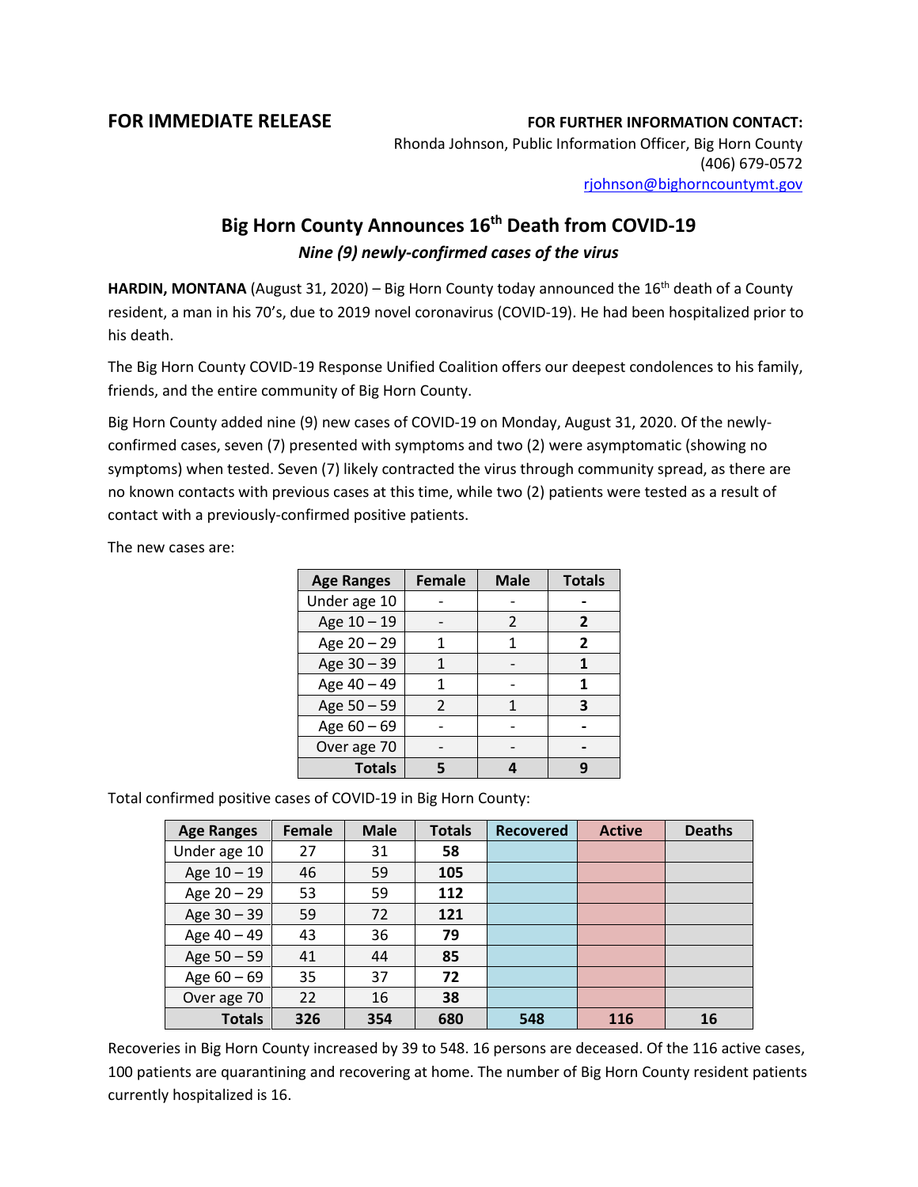**FOR IMMEDIATE RELEASE**

**FOR FURTHER INFORMATION CONTACT:**
Rhonda Johnson, Public Information Officer, Big Horn County
(406) 679-0572
rjohnson@bighorncountymt.gov

# Big Horn County Announces 16th Death from COVID-19

***Nine (9) newly-confirmed cases of the virus***

**HARDIN, MONTANA** (August 31, 2020) – Big Horn County today announced the 16th death of a County resident, a man in his 70's, due to 2019 novel coronavirus (COVID-19). He had been hospitalized prior to his death.

The Big Horn County COVID-19 Response Unified Coalition offers our deepest condolences to his family, friends, and the entire community of Big Horn County.

Big Horn County added nine (9) new cases of COVID-19 on Monday, August 31, 2020. Of the newly-confirmed cases, seven (7) presented with symptoms and two (2) were asymptomatic (showing no symptoms) when tested. Seven (7) likely contracted the virus through community spread, as there are no known contacts with previous cases at this time, while two (2) patients were tested as a result of contact with a previously-confirmed positive patients.

The new cases are:

| Age Ranges | Female | Male | Totals |
|---|---|---|---|
| Under age 10 | - | - | **-** |
| Age 10 – 19 | - | 2 | **2** |
| Age 20 – 29 | 1 | 1 | **2** |
| Age 30 – 39 | 1 | - | **1** |
| Age 40 – 49 | 1 | - | **1** |
| Age 50 – 59 | 2 | 1 | **3** |
| Age 60 – 69 | - | - | **-** |
| Over age 70 | - | - | **-** |
| **Totals** | **5** | **4** | **9** |

Total confirmed positive cases of COVID-19 in Big Horn County:

| Age Ranges | Female | Male | Totals | Recovered | Active | Deaths |
|---|---|---|---|---|---|---|
| Under age 10 | 27 | 31 | **58** | | | |
| Age 10 – 19 | 46 | 59 | **105** | | | |
| Age 20 – 29 | 53 | 59 | **112** | | | |
| Age 30 – 39 | 59 | 72 | **121** | | | |
| Age 40 – 49 | 43 | 36 | **79** | | | |
| Age 50 – 59 | 41 | 44 | **85** | | | |
| Age 60 – 69 | 35 | 37 | **72** | | | |
| Over age 70 | 22 | 16 | **38** | | | |
| **Totals** | **326** | **354** | **680** | **548** | **116** | **16** |

Recoveries in Big Horn County increased by 39 to 548. 16 persons are deceased. Of the 116 active cases, 100 patients are quarantining and recovering at home. The number of Big Horn County resident patients currently hospitalized is 16.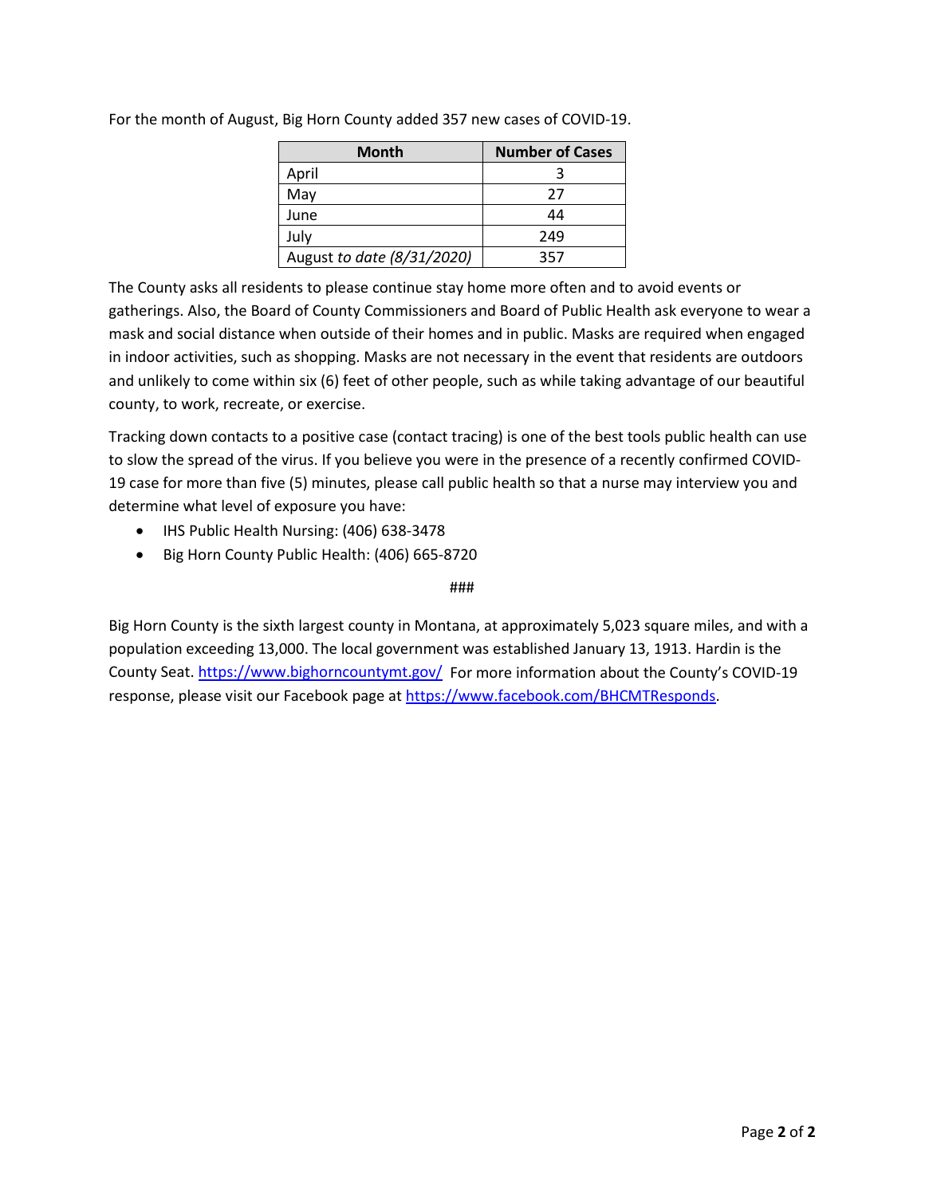For the month of August, Big Horn County added 357 new cases of COVID-19.

| Month | Number of Cases |
|---|---|
| April | 3 |
| May | 27 |
| June | 44 |
| July | 249 |
| August *to date (8/31/2020)* | 357 |

The County asks all residents to please continue stay home more often and to avoid events or gatherings. Also, the Board of County Commissioners and Board of Public Health ask everyone to wear a mask and social distance when outside of their homes and in public. Masks are required when engaged in indoor activities, such as shopping. Masks are not necessary in the event that residents are outdoors and unlikely to come within six (6) feet of other people, such as while taking advantage of our beautiful county, to work, recreate, or exercise.

Tracking down contacts to a positive case (contact tracing) is one of the best tools public health can use to slow the spread of the virus. If you believe you were in the presence of a recently confirmed COVID-19 case for more than five (5) minutes, please call public health so that a nurse may interview you and determine what level of exposure you have:

- IHS Public Health Nursing: (406) 638-3478
- Big Horn County Public Health: (406) 665-8720

###

Big Horn County is the sixth largest county in Montana, at approximately 5,023 square miles, and with a population exceeding 13,000. The local government was established January 13, 1913. Hardin is the County Seat. https://www.bighorncountymt.gov/ For more information about the County's COVID-19 response, please visit our Facebook page at https://www.facebook.com/BHCMTResponds.